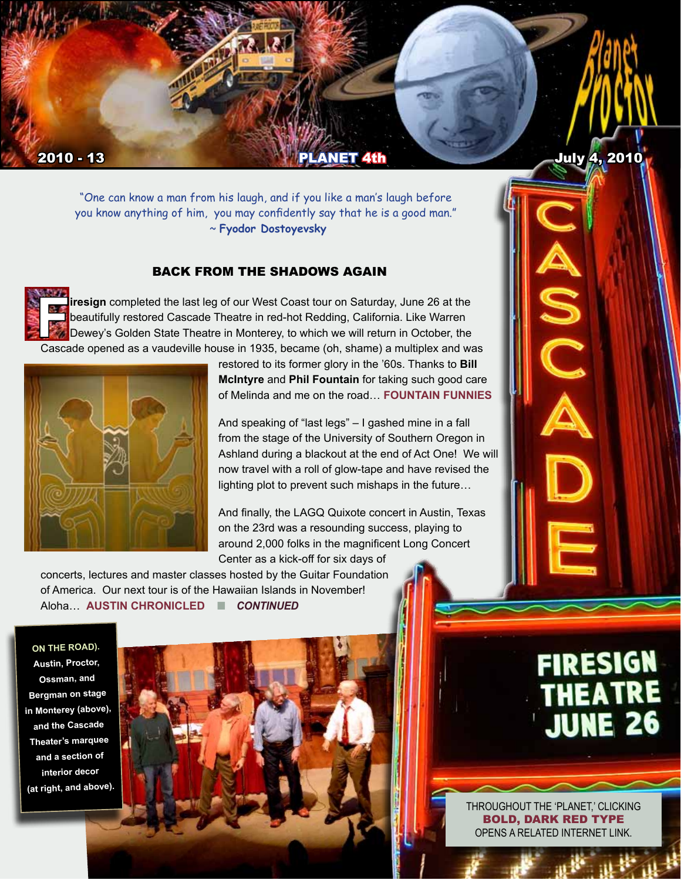# Planet Proctor

2010 - 13 **PLANET 4th** July 4, 2010

"One can know a man from his laugh, and if you like a man's laugh before you know anything of him, you may confidently say that he is a good man."
~ **Fyodor Dostoyevsky**

## BACK FROM THE SHADOWS AGAIN

**Firesign** completed the last leg of our West Coast tour on Saturday, June 26 at the beautifully restored Cascade Theatre in red-hot Redding, California. Like Warren Dewey's Golden State Theatre in Monterey, to which we will return in October, the Cascade opened as a vaudeville house in 1935, became (oh, shame) a multiplex and was restored to its former glory in the '60s. Thanks to **Bill McIntyre** and **Phil Fountain** for taking such good care of Melinda and me on the road… **FOUNTAIN FUNNIES**

And speaking of "last legs" – I gashed mine in a fall from the stage of the University of Southern Oregon in Ashland during a blackout at the end of Act One! We will now travel with a roll of glow-tape and have revised the lighting plot to prevent such mishaps in the future…

And finally, the LAGQ Quixote concert in Austin, Texas on the 23rd was a resounding success, playing to around 2,000 folks in the magnificent Long Concert Center as a kick-off for six days of concerts, lectures and master classes hosted by the Guitar Foundation of America. Our next tour is of the Hawaiian Islands in November! Aloha… **AUSTIN CHRONICLED** ■ ***CONTINUED***

**ON THE ROAD). Austin, Proctor, Ossman, and Bergman on stage in Monterey (above), and the Cascade Theater's marquee and a section of interior decor (at right, and above).**

CASCADE

FIRESIGN THEATRE JUNE 26

THROUGHOUT THE 'PLANET,' CLICKING **BOLD, DARK RED TYPE** OPENS A RELATED INTERNET LINK.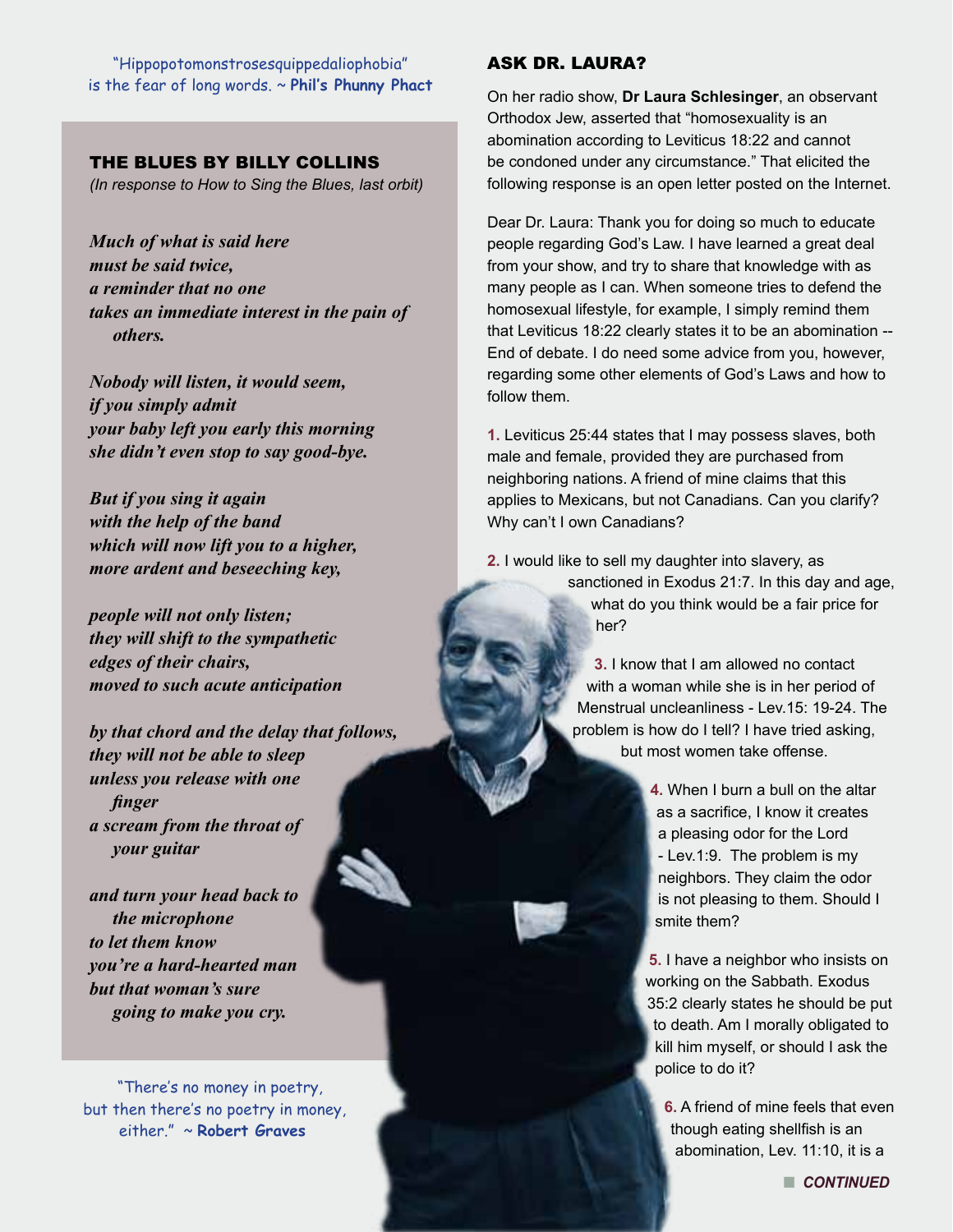"Hippopotomonstrosesquippedaliophobia" is the fear of long words. ~ **Phil's Phunny Phact**

### THE BLUES BY BILLY COLLINS

*(In response to How to Sing the Blues, last orbit)*

***Much of what is said here***
***must be said twice,***
***a reminder that no one***
***takes an immediate interest in the pain of others.***

***Nobody will listen, it would seem,***
***if you simply admit***
***your baby left you early this morning***
***she didn't even stop to say good-bye.***

***But if you sing it again***
***with the help of the band***
***which will now lift you to a higher,***
***more ardent and beseeching key,***

***people will not only listen;***
***they will shift to the sympathetic***
***edges of their chairs,***
***moved to such acute anticipation***

***by that chord and the delay that follows,***
***they will not be able to sleep***
***unless you release with one finger***
***a scream from the throat of your guitar***

***and turn your head back to the microphone***
***to let them know***
***you're a hard-hearted man***
***but that woman's sure going to make you cry.***

"There's no money in poetry, but then there's no poetry in money, either." ~ **Robert Graves**

### ASK DR. LAURA?

On her radio show, **Dr Laura Schlesinger**, an observant Orthodox Jew, asserted that "homosexuality is an abomination according to Leviticus 18:22 and cannot be condoned under any circumstance." That elicited the following response is an open letter posted on the Internet.

Dear Dr. Laura: Thank you for doing so much to educate people regarding God's Law. I have learned a great deal from your show, and try to share that knowledge with as many people as I can. When someone tries to defend the homosexual lifestyle, for example, I simply remind them that Leviticus 18:22 clearly states it to be an abomination -- End of debate. I do need some advice from you, however, regarding some other elements of God's Laws and how to follow them.

**1.** Leviticus 25:44 states that I may possess slaves, both male and female, provided they are purchased from neighboring nations. A friend of mine claims that this applies to Mexicans, but not Canadians. Can you clarify? Why can't I own Canadians?

**2.** I would like to sell my daughter into slavery, as sanctioned in Exodus 21:7. In this day and age, what do you think would be a fair price for her?

**3.** I know that I am allowed no contact with a woman while she is in her period of Menstrual uncleanliness - Lev.15: 19-24. The problem is how do I tell? I have tried asking, but most women take offense.

**4.** When I burn a bull on the altar as a sacrifice, I know it creates a pleasing odor for the Lord - Lev.1:9. The problem is my neighbors. They claim the odor is not pleasing to them. Should I smite them?

**5.** I have a neighbor who insists on working on the Sabbath. Exodus 35:2 clearly states he should be put to death. Am I morally obligated to kill him myself, or should I ask the police to do it?

**6.** A friend of mine feels that even though eating shellfish is an abomination, Lev. 11:10, it is a

***CONTINUED***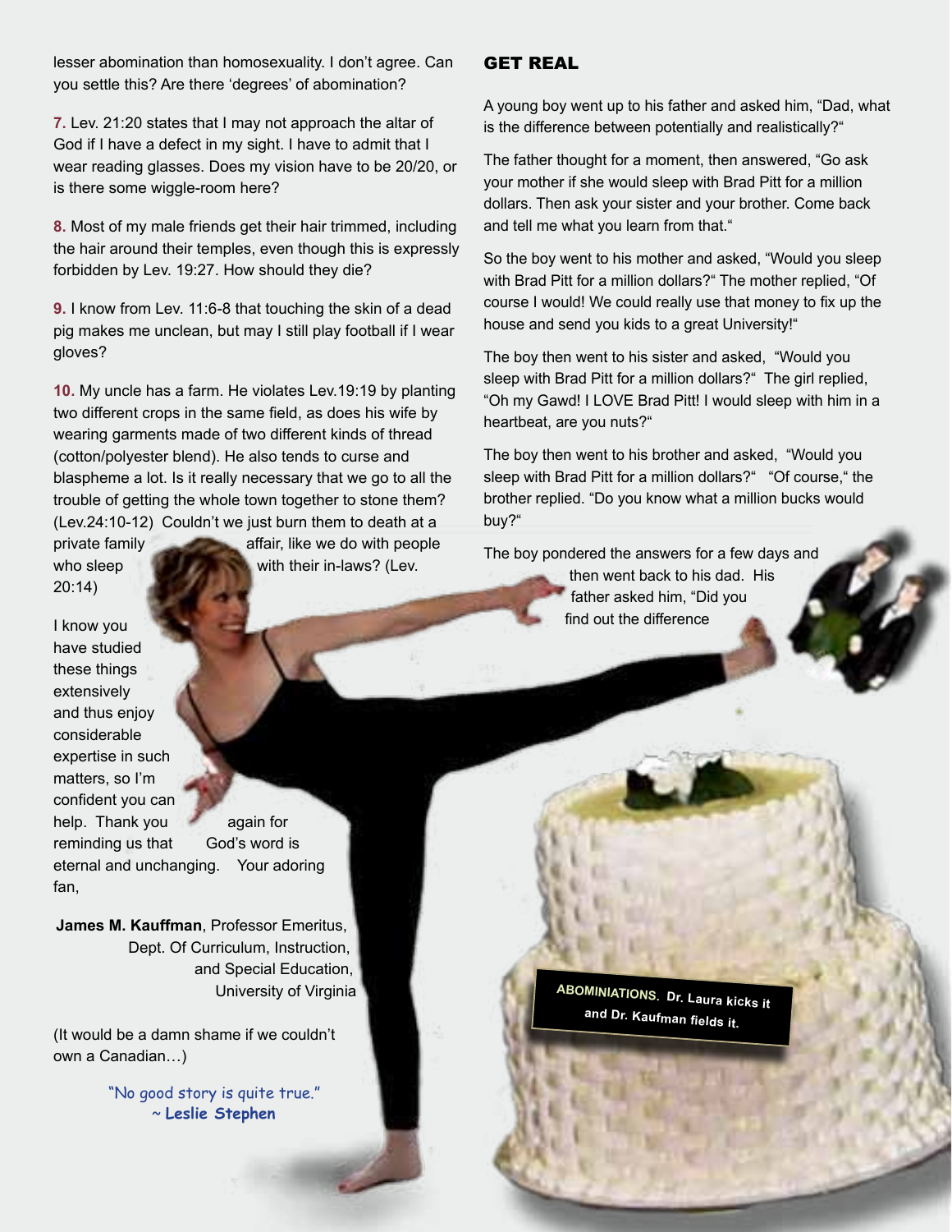lesser abomination than homosexuality. I don't agree. Can you settle this? Are there 'degrees' of abomination?

**7.** Lev. 21:20 states that I may not approach the altar of God if I have a defect in my sight. I have to admit that I wear reading glasses. Does my vision have to be 20/20, or is there some wiggle-room here?

**8.** Most of my male friends get their hair trimmed, including the hair around their temples, even though this is expressly forbidden by Lev. 19:27. How should they die?

**9.** I know from Lev. 11:6-8 that touching the skin of a dead pig makes me unclean, but may I still play football if I wear gloves?

**10.** My uncle has a farm. He violates Lev.19:19 by planting two different crops in the same field, as does his wife by wearing garments made of two different kinds of thread (cotton/polyester blend). He also tends to curse and blaspheme a lot. Is it really necessary that we go to all the trouble of getting the whole town together to stone them? (Lev.24:10-12) Couldn't we just burn them to death at a private family affair, like we do with people who sleep with their in-laws? (Lev. 20:14)

I know you have studied these things extensively and thus enjoy considerable expertise in such matters, so I'm confident you can help. Thank you again for reminding us that God's word is eternal and unchanging. Your adoring fan,

**James M. Kauffman**, Professor Emeritus,
Dept. Of Curriculum, Instruction,
and Special Education,
University of Virginia

(It would be a damn shame if we couldn't own a Canadian…)

"No good story is quite true."
~ **Leslie Stephen**

## GET REAL

A young boy went up to his father and asked him, "Dad, what is the difference between potentially and realistically?"

The father thought for a moment, then answered, "Go ask your mother if she would sleep with Brad Pitt for a million dollars. Then ask your sister and your brother. Come back and tell me what you learn from that."

So the boy went to his mother and asked, "Would you sleep with Brad Pitt for a million dollars?" The mother replied, "Of course I would! We could really use that money to fix up the house and send you kids to a great University!"

The boy then went to his sister and asked, "Would you sleep with Brad Pitt for a million dollars?" The girl replied, "Oh my Gawd! I LOVE Brad Pitt! I would sleep with him in a heartbeat, are you nuts?"

The boy then went to his brother and asked, "Would you sleep with Brad Pitt for a million dollars?" "Of course," the brother replied. "Do you know what a million bucks would buy?"

The boy pondered the answers for a few days and then went back to his dad. His father asked him, "Did you find out the difference

**ABOMINIATIONS.** Dr. Laura kicks it and Dr. Kaufman fields it.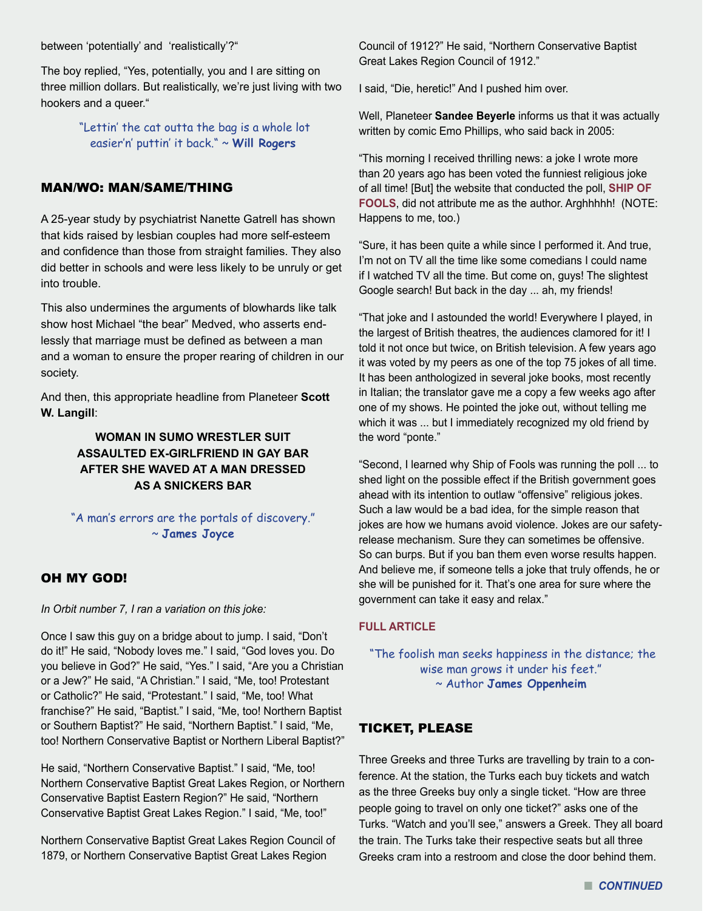between 'potentially' and 'realistically'?"

The boy replied, "Yes, potentially, you and I are sitting on three million dollars. But realistically, we're just living with two hookers and a queer."

"Lettin' the cat outta the bag is a whole lot easier'n' puttin' it back." ~ **Will Rogers**

## MAN/WO: MAN/SAME/THING

A 25-year study by psychiatrist Nanette Gatrell has shown that kids raised by lesbian couples had more self-esteem and confidence than those from straight families. They also did better in schools and were less likely to be unruly or get into trouble.

This also undermines the arguments of blowhards like talk show host Michael "the bear" Medved, who asserts endlessly that marriage must be defined as between a man and a woman to ensure the proper rearing of children in our society.

And then, this appropriate headline from Planeteer **Scott W. Langill**:

**WOMAN IN SUMO WRESTLER SUIT ASSAULTED EX-GIRLFRIEND IN GAY BAR AFTER SHE WAVED AT A MAN DRESSED AS A SNICKERS BAR**

"A man's errors are the portals of discovery." ~ **James Joyce**

## OH MY GOD!

*In Orbit number 7, I ran a variation on this joke:*

Once I saw this guy on a bridge about to jump. I said, "Don't do it!" He said, "Nobody loves me." I said, "God loves you. Do you believe in God?" He said, "Yes." I said, "Are you a Christian or a Jew?" He said, "A Christian." I said, "Me, too! Protestant or Catholic?" He said, "Protestant." I said, "Me, too! What franchise?" He said, "Baptist." I said, "Me, too! Northern Baptist or Southern Baptist?" He said, "Northern Baptist." I said, "Me, too! Northern Conservative Baptist or Northern Liberal Baptist?"

He said, "Northern Conservative Baptist." I said, "Me, too! Northern Conservative Baptist Great Lakes Region, or Northern Conservative Baptist Eastern Region?" He said, "Northern Conservative Baptist Great Lakes Region." I said, "Me, too!"

Northern Conservative Baptist Great Lakes Region Council of 1879, or Northern Conservative Baptist Great Lakes Region Council of 1912?" He said, "Northern Conservative Baptist Great Lakes Region Council of 1912."

I said, "Die, heretic!" And I pushed him over.

Well, Planeteer **Sandee Beyerle** informs us that it was actually written by comic Emo Phillips, who said back in 2005:

"This morning I received thrilling news: a joke I wrote more than 20 years ago has been voted the funniest religious joke of all time! [But] the website that conducted the poll, **SHIP OF FOOLS**, did not attribute me as the author. Arghhhhh! (NOTE: Happens to me, too.)

"Sure, it has been quite a while since I performed it. And true, I'm not on TV all the time like some comedians I could name if I watched TV all the time. But come on, guys! The slightest Google search! But back in the day ... ah, my friends!

"That joke and I astounded the world! Everywhere I played, in the largest of British theatres, the audiences clamored for it! I told it not once but twice, on British television. A few years ago it was voted by my peers as one of the top 75 jokes of all time. It has been anthologized in several joke books, most recently in Italian; the translator gave me a copy a few weeks ago after one of my shows. He pointed the joke out, without telling me which it was ... but I immediately recognized my old friend by the word "ponte."

"Second, I learned why Ship of Fools was running the poll ... to shed light on the possible effect if the British government goes ahead with its intention to outlaw "offensive" religious jokes. Such a law would be a bad idea, for the simple reason that jokes are how we humans avoid violence. Jokes are our safety-release mechanism. Sure they can sometimes be offensive. So can burps. But if you ban them even worse results happen. And believe me, if someone tells a joke that truly offends, he or she will be punished for it. That's one area for sure where the government can take it easy and relax."

**FULL ARTICLE**

"The foolish man seeks happiness in the distance; the wise man grows it under his feet." ~ Author **James Oppenheim**

## TICKET, PLEASE

Three Greeks and three Turks are travelling by train to a conference. At the station, the Turks each buy tickets and watch as the three Greeks buy only a single ticket. "How are three people going to travel on only one ticket?" asks one of the Turks. "Watch and you'll see," answers a Greek. They all board the train. The Turks take their respective seats but all three Greeks cram into a restroom and close the door behind them.

*CONTINUED*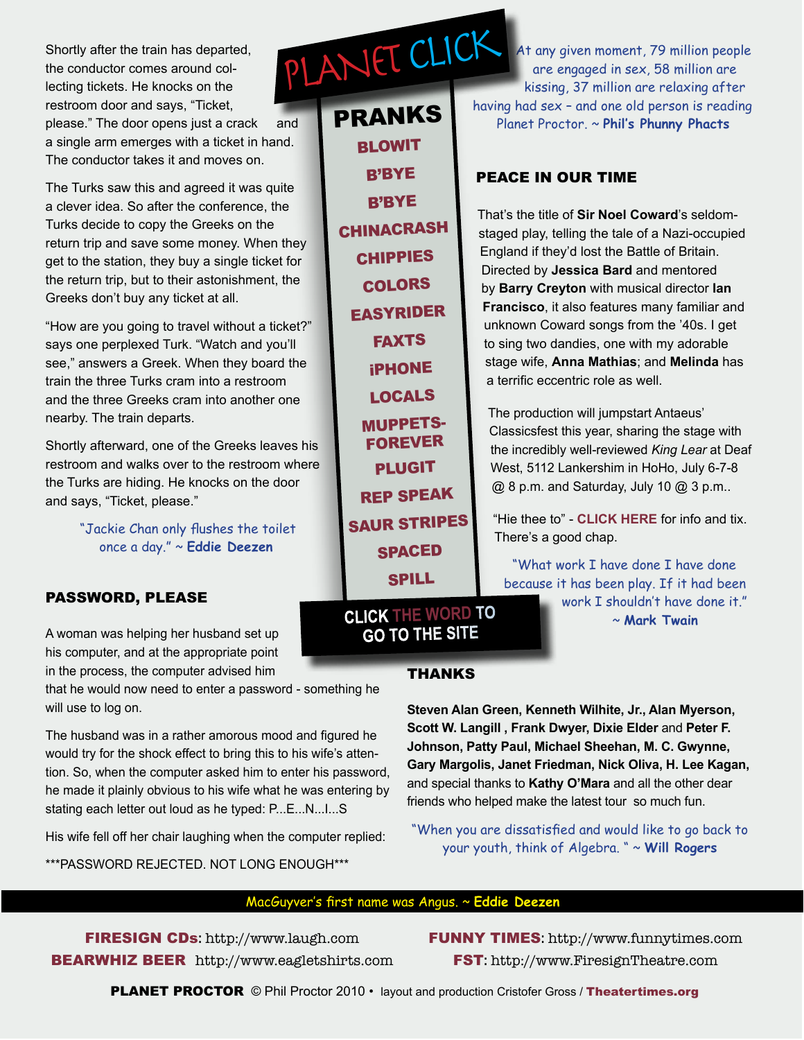Shortly after the train has departed, the conductor comes around collecting tickets. He knocks on the restroom door and says, "Ticket, please." The door opens just a crack and a single arm emerges with a ticket in hand. The conductor takes it and moves on.

The Turks saw this and agreed it was quite a clever idea. So after the conference, the Turks decide to copy the Greeks on the return trip and save some money. When they get to the station, they buy a single ticket for the return trip, but to their astonishment, the Greeks don't buy any ticket at all.

"How are you going to travel without a ticket?" says one perplexed Turk. "Watch and you'll see," answers a Greek. When they board the train the three Turks cram into a restroom and the three Greeks cram into another one nearby. The train departs.

Shortly afterward, one of the Greeks leaves his restroom and walks over to the restroom where the Turks are hiding. He knocks on the door and says, "Ticket, please."

"Jackie Chan only flushes the toilet once a day." ~ **Eddie Deezen**

## PASSWORD, PLEASE

A woman was helping her husband set up his computer, and at the appropriate point in the process, the computer advised him that he would now need to enter a password - something he will use to log on.

The husband was in a rather amorous mood and figured he would try for the shock effect to bring this to his wife's attention. So, when the computer asked him to enter his password, he made it plainly obvious to his wife what he was entering by stating each letter out loud as he typed: P...E...N...I...S

His wife fell off her chair laughing when the computer replied:

***PASSWORD REJECTED. NOT LONG ENOUGH***

# PLANET CLICK

## PRANKS

- BLOWIT
- B'BYE
- B'BYE
- CHINACRASH
- CHIPPIES
- COLORS
- EASYRIDER
- FAXTS
- iPHONE
- LOCALS
- MUPPETS-FOREVER
- PLUGIT
- REP SPEAK
- SAUR STRIPES
- SPACED
- SPILL

CLICK THE WORD TO GO TO THE SITE

At any given moment, 79 million people are engaged in sex, 58 million are kissing, 37 million are relaxing after having had sex – and one old person is reading Planet Proctor. ~ **Phil's Phunny Phacts**

## PEACE IN OUR TIME

That's the title of **Sir Noel Coward**'s seldom-staged play, telling the tale of a Nazi-occupied England if they'd lost the Battle of Britain. Directed by **Jessica Bard** and mentored by **Barry Creyton** with musical director **Ian Francisco**, it also features many familiar and unknown Coward songs from the '40s. I get to sing two dandies, one with my adorable stage wife, **Anna Mathias**; and **Melinda** has a terrific eccentric role as well.

The production will jumpstart Antaeus' Classicsfest this year, sharing the stage with the incredibly well-reviewed *King Lear* at Deaf West, 5112 Lankershim in HoHo, July 6-7-8 @ 8 p.m. and Saturday, July 10 @ 3 p.m..

"Hie thee to" - **CLICK HERE** for info and tix. There's a good chap.

"What work I have done I have done because it has been play. If it had been work I shouldn't have done it." ~ **Mark Twain**

## THANKS

**Steven Alan Green, Kenneth Wilhite, Jr., Alan Myerson, Scott W. Langill , Frank Dwyer, Dixie Elder** and **Peter F. Johnson, Patty Paul, Michael Sheehan, M. C. Gwynne, Gary Margolis, Janet Friedman, Nick Oliva, H. Lee Kagan,** and special thanks to **Kathy O'Mara** and all the other dear friends who helped make the latest tour so much fun.

"When you are dissatisfied and would like to go back to your youth, think of Algebra. " ~ **Will Rogers**

MacGuyver's first name was Angus. ~ **Eddie Deezen**

**FIRESIGN CDs**: http://www.laugh.com
**BEARWHIZ BEER** http://www.eagletshirts.com
**FUNNY TIMES**: http://www.funnytimes.com
**FST**: http://www.FiresignTheatre.com

**PLANET PROCTOR** © Phil Proctor 2010 • layout and production Cristofer Gross / **Theatertimes.org**